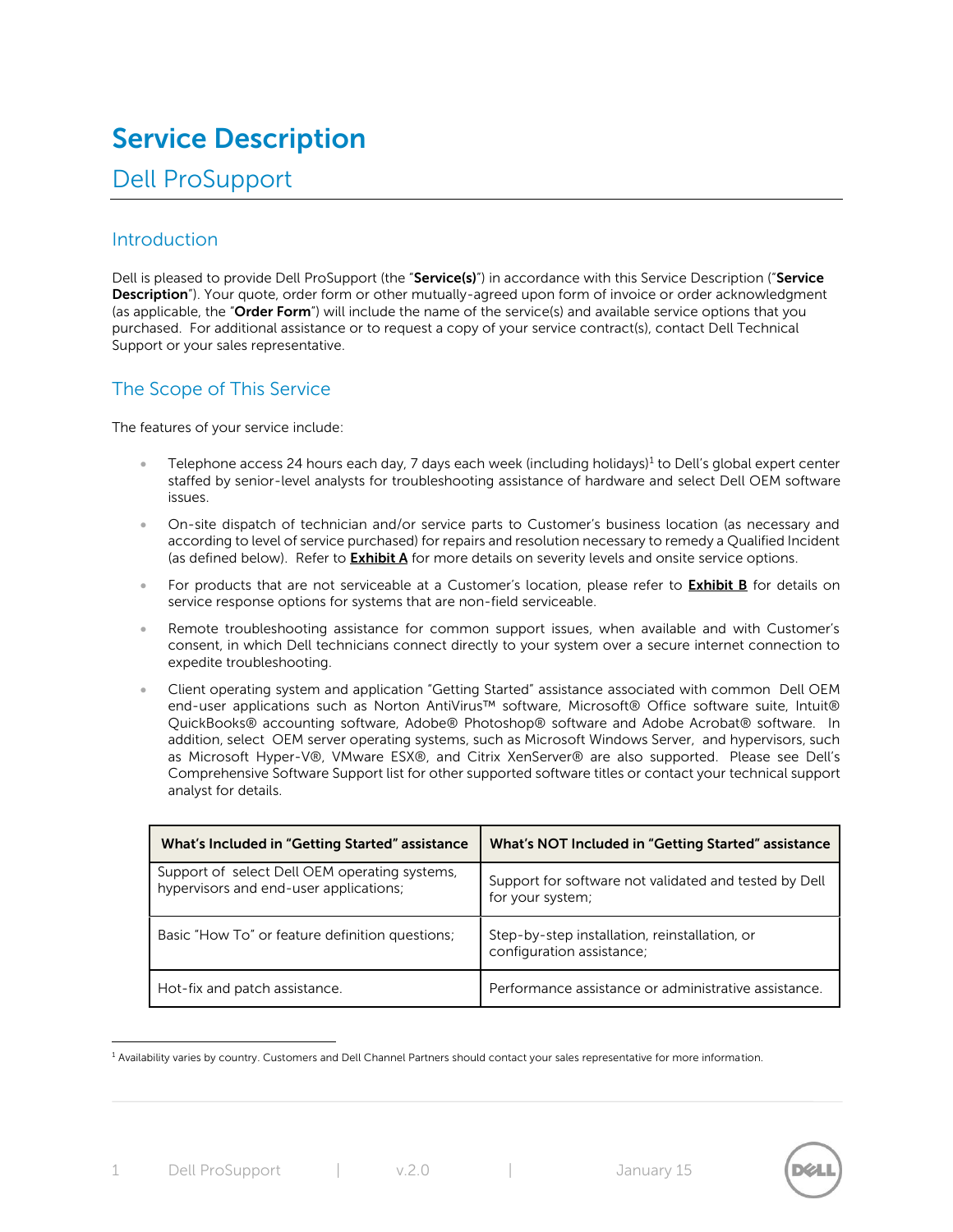# Service Description

## Dell ProSupport

### Introduction

Dell is pleased to provide Dell ProSupport (the "**Service(s)**") in accordance with this Service Description ("**Service Description**"). Your quote, order form or other mutually-agreed upon form of invoice or order acknowledgment (as applicable, the "**Order Form**") will include the name of the service(s) and available service options that you purchased. For additional assistance or to request a copy of your service contract(s), contact Dell Technical Support or your sales representative.

### The Scope of This Service

The features of your service include:

- Telephone access 24 hours each day, 7 days each week (including holidays)[1] to Dell's global expert center staffed by senior-level analysts for troubleshooting assistance of hardware and select Dell OEM software issues.
- On-site dispatch of technician and/or service parts to Customer's business location (as necessary and according to level of service purchased) for repairs and resolution necessary to remedy a Qualified Incident (as defined below). Refer to **Exhibit A** for more details on severity levels and onsite service options.
- For products that are not serviceable at a Customer's location, please refer to **Exhibit B** for details on service response options for systems that are non-field serviceable.
- Remote troubleshooting assistance for common support issues, when available and with Customer's consent, in which Dell technicians connect directly to your system over a secure internet connection to expedite troubleshooting.
- Client operating system and application "Getting Started" assistance associated with common Dell OEM end-user applications such as Norton AntiVirus™ software, Microsoft® Office software suite, Intuit® QuickBooks® accounting software, Adobe® Photoshop® software and Adobe Acrobat® software. In addition, select OEM server operating systems, such as Microsoft Windows Server, and hypervisors, such as Microsoft Hyper-V®, VMware ESX®, and Citrix XenServer® are also supported. Please see Dell's Comprehensive Software Support list for other supported software titles or contact your technical support analyst for details.

| What's Included in "Getting Started" assistance | What's NOT Included in "Getting Started" assistance |
|---|---|
| Support of select Dell OEM operating systems, hypervisors and end-user applications; | Support for software not validated and tested by Dell for your system; |
| Basic "How To" or feature definition questions; | Step-by-step installation, reinstallation, or configuration assistance; |
| Hot-fix and patch assistance. | Performance assistance or administrative assistance. |

[1] Availability varies by country. Customers and Dell Channel Partners should contact your sales representative for more information.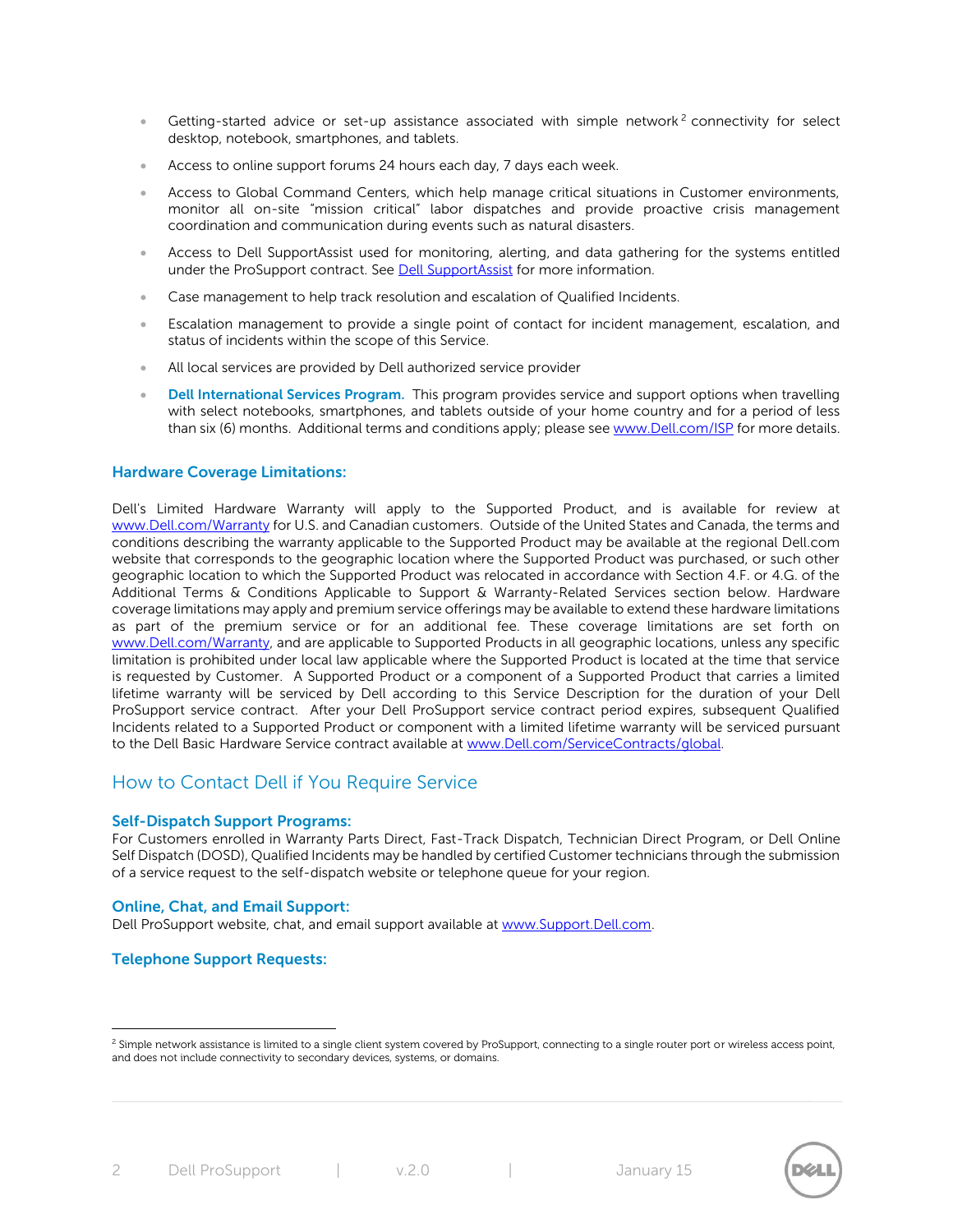- Getting-started advice or set-up assistance associated with simple network[2] connectivity for select desktop, notebook, smartphones, and tablets.
- Access to online support forums 24 hours each day, 7 days each week.
- Access to Global Command Centers, which help manage critical situations in Customer environments, monitor all on-site "mission critical" labor dispatches and provide proactive crisis management coordination and communication during events such as natural disasters.
- Access to Dell SupportAssist used for monitoring, alerting, and data gathering for the systems entitled under the ProSupport contract. See Dell SupportAssist for more information.
- Case management to help track resolution and escalation of Qualified Incidents.
- Escalation management to provide a single point of contact for incident management, escalation, and status of incidents within the scope of this Service.
- All local services are provided by Dell authorized service provider
- **Dell International Services Program.** This program provides service and support options when travelling with select notebooks, smartphones, and tablets outside of your home country and for a period of less than six (6) months. Additional terms and conditions apply; please see www.Dell.com/ISP for more details.

### Hardware Coverage Limitations:

Dell's Limited Hardware Warranty will apply to the Supported Product, and is available for review at www.Dell.com/Warranty for U.S. and Canadian customers. Outside of the United States and Canada, the terms and conditions describing the warranty applicable to the Supported Product may be available at the regional Dell.com website that corresponds to the geographic location where the Supported Product was purchased, or such other geographic location to which the Supported Product was relocated in accordance with Section 4.F. or 4.G. of the Additional Terms & Conditions Applicable to Support & Warranty-Related Services section below. Hardware coverage limitations may apply and premium service offerings may be available to extend these hardware limitations as part of the premium service or for an additional fee. These coverage limitations are set forth on www.Dell.com/Warranty, and are applicable to Supported Products in all geographic locations, unless any specific limitation is prohibited under local law applicable where the Supported Product is located at the time that service is requested by Customer. A Supported Product or a component of a Supported Product that carries a limited lifetime warranty will be serviced by Dell according to this Service Description for the duration of your Dell ProSupport service contract. After your Dell ProSupport service contract period expires, subsequent Qualified Incidents related to a Supported Product or component with a limited lifetime warranty will be serviced pursuant to the Dell Basic Hardware Service contract available at www.Dell.com/ServiceContracts/global.

## How to Contact Dell if You Require Service

### Self-Dispatch Support Programs:

For Customers enrolled in Warranty Parts Direct, Fast-Track Dispatch, Technician Direct Program, or Dell Online Self Dispatch (DOSD), Qualified Incidents may be handled by certified Customer technicians through the submission of a service request to the self-dispatch website or telephone queue for your region.

### Online, Chat, and Email Support:

Dell ProSupport website, chat, and email support available at www.Support.Dell.com.

### Telephone Support Requests:

---

[2] Simple network assistance is limited to a single client system covered by ProSupport, connecting to a single router port or wireless access point, and does not include connectivity to secondary devices, systems, or domains.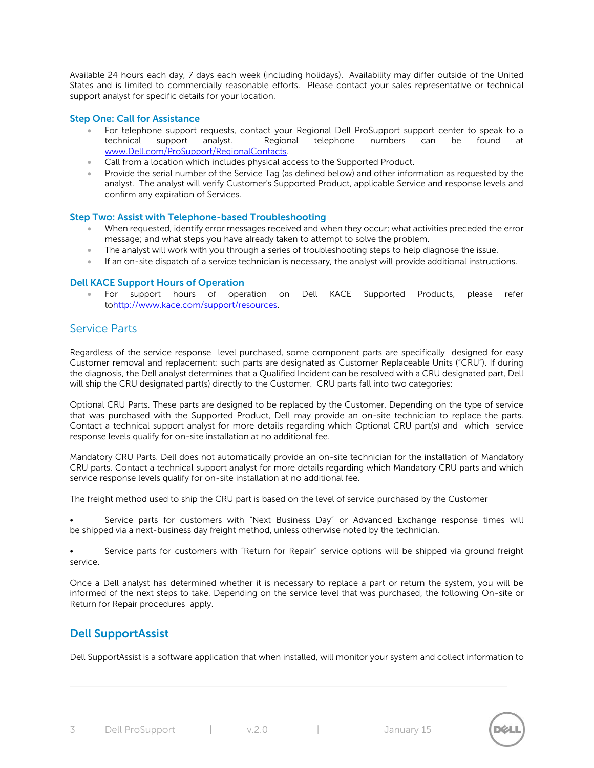Available 24 hours each day, 7 days each week (including holidays). Availability may differ outside of the United States and is limited to commercially reasonable efforts. Please contact your sales representative or technical support analyst for specific details for your location.

### Step One: Call for Assistance

- For telephone support requests, contact your Regional Dell ProSupport support center to speak to a technical support analyst. Regional telephone numbers can be found at [www.Dell.com/ProSupport/RegionalContacts](www.Dell.com/ProSupport/RegionalContacts).
- Call from a location which includes physical access to the Supported Product.
- Provide the serial number of the Service Tag (as defined below) and other information as requested by the analyst. The analyst will verify Customer's Supported Product, applicable Service and response levels and confirm any expiration of Services.

### Step Two: Assist with Telephone-based Troubleshooting

- When requested, identify error messages received and when they occur; what activities preceded the error message; and what steps you have already taken to attempt to solve the problem.
- The analyst will work with you through a series of troubleshooting steps to help diagnose the issue.
- If an on-site dispatch of a service technician is necessary, the analyst will provide additional instructions.

### Dell KACE Support Hours of Operation

- For support hours of operation on Dell KACE Supported Products, please refer to[http://www.kace.com/support/resources](http://www.kace.com/support/resources).

## Service Parts

Regardless of the service response level purchased, some component parts are specifically designed for easy Customer removal and replacement: such parts are designated as Customer Replaceable Units ("CRU"). If during the diagnosis, the Dell analyst determines that a Qualified Incident can be resolved with a CRU designated part, Dell will ship the CRU designated part(s) directly to the Customer. CRU parts fall into two categories:

Optional CRU Parts. These parts are designed to be replaced by the Customer. Depending on the type of service that was purchased with the Supported Product, Dell may provide an on-site technician to replace the parts. Contact a technical support analyst for more details regarding which Optional CRU part(s) and which service response levels qualify for on-site installation at no additional fee.

Mandatory CRU Parts. Dell does not automatically provide an on-site technician for the installation of Mandatory CRU parts. Contact a technical support analyst for more details regarding which Mandatory CRU parts and which service response levels qualify for on-site installation at no additional fee.

The freight method used to ship the CRU part is based on the level of service purchased by the Customer

- Service parts for customers with "Next Business Day" or Advanced Exchange response times will be shipped via a next-business day freight method, unless otherwise noted by the technician.

- Service parts for customers with "Return for Repair" service options will be shipped via ground freight service.

Once a Dell analyst has determined whether it is necessary to replace a part or return the system, you will be informed of the next steps to take. Depending on the service level that was purchased, the following On-site or Return for Repair procedures apply.

## Dell SupportAssist

Dell SupportAssist is a software application that when installed, will monitor your system and collect information to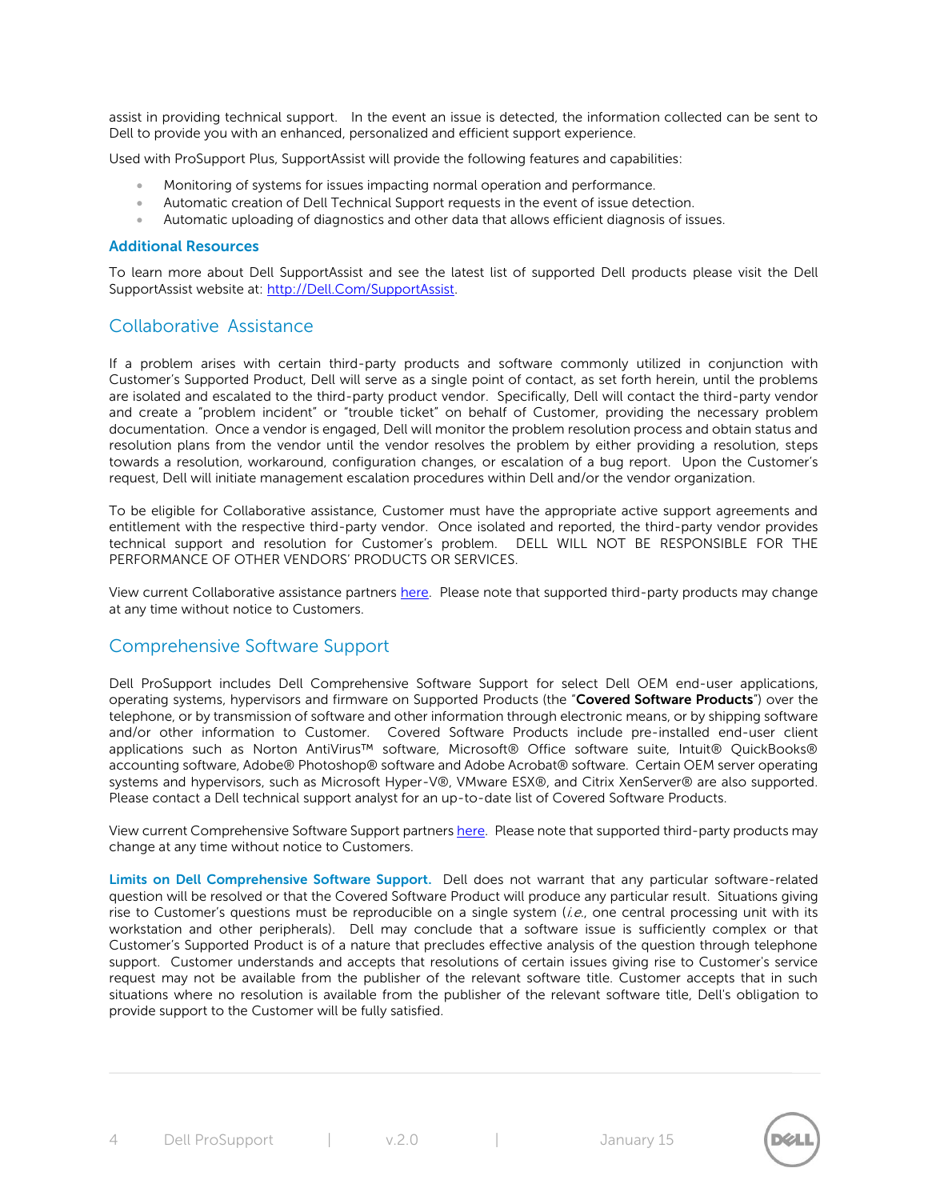assist in providing technical support. In the event an issue is detected, the information collected can be sent to Dell to provide you with an enhanced, personalized and efficient support experience.

Used with ProSupport Plus, SupportAssist will provide the following features and capabilities:

- Monitoring of systems for issues impacting normal operation and performance.
- Automatic creation of Dell Technical Support requests in the event of issue detection.
- Automatic uploading of diagnostics and other data that allows efficient diagnosis of issues.

### Additional Resources

To learn more about Dell SupportAssist and see the latest list of supported Dell products please visit the Dell SupportAssist website at: [http://Dell.Com/SupportAssist](http://Dell.Com/SupportAssist).

## Collaborative Assistance

If a problem arises with certain third-party products and software commonly utilized in conjunction with Customer's Supported Product, Dell will serve as a single point of contact, as set forth herein, until the problems are isolated and escalated to the third-party product vendor. Specifically, Dell will contact the third-party vendor and create a "problem incident" or "trouble ticket" on behalf of Customer, providing the necessary problem documentation. Once a vendor is engaged, Dell will monitor the problem resolution process and obtain status and resolution plans from the vendor until the vendor resolves the problem by either providing a resolution, steps towards a resolution, workaround, configuration changes, or escalation of a bug report. Upon the Customer's request, Dell will initiate management escalation procedures within Dell and/or the vendor organization.

To be eligible for Collaborative assistance, Customer must have the appropriate active support agreements and entitlement with the respective third-party vendor. Once isolated and reported, the third-party vendor provides technical support and resolution for Customer's problem. DELL WILL NOT BE RESPONSIBLE FOR THE PERFORMANCE OF OTHER VENDORS' PRODUCTS OR SERVICES.

View current Collaborative assistance partners here. Please note that supported third-party products may change at any time without notice to Customers.

## Comprehensive Software Support

Dell ProSupport includes Dell Comprehensive Software Support for select Dell OEM end-user applications, operating systems, hypervisors and firmware on Supported Products (the "**Covered Software Products**") over the telephone, or by transmission of software and other information through electronic means, or by shipping software and/or other information to Customer. Covered Software Products include pre-installed end-user client applications such as Norton AntiVirus™ software, Microsoft® Office software suite, Intuit® QuickBooks® accounting software, Adobe® Photoshop® software and Adobe Acrobat® software. Certain OEM server operating systems and hypervisors, such as Microsoft Hyper-V®, VMware ESX®, and Citrix XenServer® are also supported. Please contact a Dell technical support analyst for an up-to-date list of Covered Software Products.

View current Comprehensive Software Support partners here. Please note that supported third-party products may change at any time without notice to Customers.

**Limits on Dell Comprehensive Software Support.** Dell does not warrant that any particular software-related question will be resolved or that the Covered Software Product will produce any particular result. Situations giving rise to Customer's questions must be reproducible on a single system (*i.e.*, one central processing unit with its workstation and other peripherals). Dell may conclude that a software issue is sufficiently complex or that Customer's Supported Product is of a nature that precludes effective analysis of the question through telephone support. Customer understands and accepts that resolutions of certain issues giving rise to Customer's service request may not be available from the publisher of the relevant software title. Customer accepts that in such situations where no resolution is available from the publisher of the relevant software title, Dell's obligation to provide support to the Customer will be fully satisfied.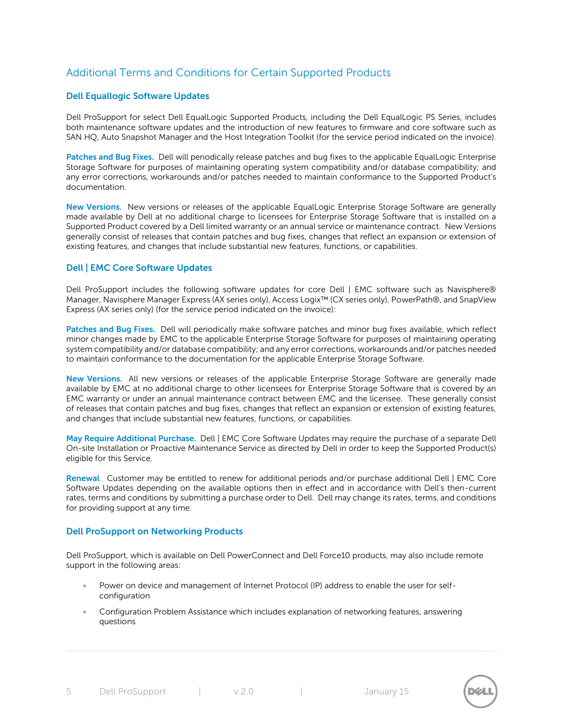## Additional Terms and Conditions for Certain Supported Products

### Dell Equallogic Software Updates

Dell ProSupport for select Dell EqualLogic Supported Products, including the Dell EqualLogic PS Series, includes both maintenance software updates and the introduction of new features to firmware and core software such as SAN HQ, Auto Snapshot Manager and the Host Integration Toolkit (for the service period indicated on the invoice).

**Patches and Bug Fixes.** Dell will periodically release patches and bug fixes to the applicable EqualLogic Enterprise Storage Software for purposes of maintaining operating system compatibility and/or database compatibility; and any error corrections, workarounds and/or patches needed to maintain conformance to the Supported Product's documentation.

**New Versions.** New versions or releases of the applicable EqualLogic Enterprise Storage Software are generally made available by Dell at no additional charge to licensees for Enterprise Storage Software that is installed on a Supported Product covered by a Dell limited warranty or an annual service or maintenance contract. New Versions generally consist of releases that contain patches and bug fixes, changes that reflect an expansion or extension of existing features, and changes that include substantial new features, functions, or capabilities.

### Dell | EMC Core Software Updates

Dell ProSupport includes the following software updates for core Dell | EMC software such as Navisphere® Manager, Navisphere Manager Express (AX series only), Access Logix™ (CX series only), PowerPath®, and SnapView Express (AX series only) (for the service period indicated on the invoice):

**Patches and Bug Fixes.** Dell will periodically make software patches and minor bug fixes available, which reflect minor changes made by EMC to the applicable Enterprise Storage Software for purposes of maintaining operating system compatibility and/or database compatibility; and any error corrections, workarounds and/or patches needed to maintain conformance to the documentation for the applicable Enterprise Storage Software.

**New Versions.** All new versions or releases of the applicable Enterprise Storage Software are generally made available by EMC at no additional charge to other licensees for Enterprise Storage Software that is covered by an EMC warranty or under an annual maintenance contract between EMC and the licensee. These generally consist of releases that contain patches and bug fixes, changes that reflect an expansion or extension of existing features, and changes that include substantial new features, functions, or capabilities.

**May Require Additional Purchase.** Dell | EMC Core Software Updates may require the purchase of a separate Dell On-site Installation or Proactive Maintenance Service as directed by Dell in order to keep the Supported Product(s) eligible for this Service.

**Renewal**. Customer may be entitled to renew for additional periods and/or purchase additional Dell | EMC Core Software Updates depending on the available options then in effect and in accordance with Dell's then-current rates, terms and conditions by submitting a purchase order to Dell. Dell may change its rates, terms, and conditions for providing support at any time.

### Dell ProSupport on Networking Products

Dell ProSupport, which is available on Dell PowerConnect and Dell Force10 products, may also include remote support in the following areas:

- Power on device and management of Internet Protocol (IP) address to enable the user for self-configuration
- Configuration Problem Assistance which includes explanation of networking features, answering questions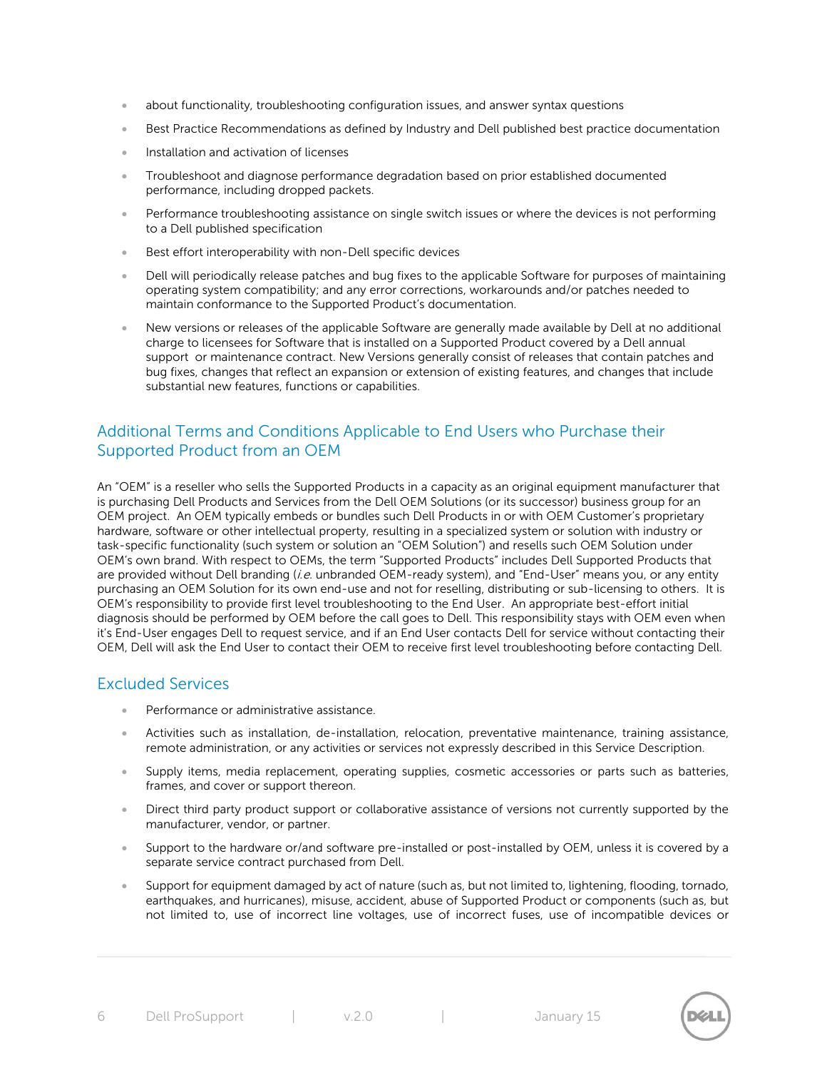- about functionality, troubleshooting configuration issues, and answer syntax questions
- Best Practice Recommendations as defined by Industry and Dell published best practice documentation
- Installation and activation of licenses
- Troubleshoot and diagnose performance degradation based on prior established documented performance, including dropped packets.
- Performance troubleshooting assistance on single switch issues or where the devices is not performing to a Dell published specification
- Best effort interoperability with non-Dell specific devices
- Dell will periodically release patches and bug fixes to the applicable Software for purposes of maintaining operating system compatibility; and any error corrections, workarounds and/or patches needed to maintain conformance to the Supported Product's documentation.
- New versions or releases of the applicable Software are generally made available by Dell at no additional charge to licensees for Software that is installed on a Supported Product covered by a Dell annual support or maintenance contract. New Versions generally consist of releases that contain patches and bug fixes, changes that reflect an expansion or extension of existing features, and changes that include substantial new features, functions or capabilities.

## Additional Terms and Conditions Applicable to End Users who Purchase their Supported Product from an OEM

An "OEM" is a reseller who sells the Supported Products in a capacity as an original equipment manufacturer that is purchasing Dell Products and Services from the Dell OEM Solutions (or its successor) business group for an OEM project. An OEM typically embeds or bundles such Dell Products in or with OEM Customer's proprietary hardware, software or other intellectual property, resulting in a specialized system or solution with industry or task-specific functionality (such system or solution an "OEM Solution") and resells such OEM Solution under OEM's own brand. With respect to OEMs, the term "Supported Products" includes Dell Supported Products that are provided without Dell branding (*i.e.* unbranded OEM-ready system), and "End-User" means you, or any entity purchasing an OEM Solution for its own end-use and not for reselling, distributing or sub-licensing to others. It is OEM's responsibility to provide first level troubleshooting to the End User. An appropriate best-effort initial diagnosis should be performed by OEM before the call goes to Dell. This responsibility stays with OEM even when it's End-User engages Dell to request service, and if an End User contacts Dell for service without contacting their OEM, Dell will ask the End User to contact their OEM to receive first level troubleshooting before contacting Dell.

## Excluded Services

- Performance or administrative assistance.
- Activities such as installation, de-installation, relocation, preventative maintenance, training assistance, remote administration, or any activities or services not expressly described in this Service Description.
- Supply items, media replacement, operating supplies, cosmetic accessories or parts such as batteries, frames, and cover or support thereon.
- Direct third party product support or collaborative assistance of versions not currently supported by the manufacturer, vendor, or partner.
- Support to the hardware or/and software pre-installed or post-installed by OEM, unless it is covered by a separate service contract purchased from Dell.
- Support for equipment damaged by act of nature (such as, but not limited to, lightening, flooding, tornado, earthquakes, and hurricanes), misuse, accident, abuse of Supported Product or components (such as, but not limited to, use of incorrect line voltages, use of incorrect fuses, use of incompatible devices or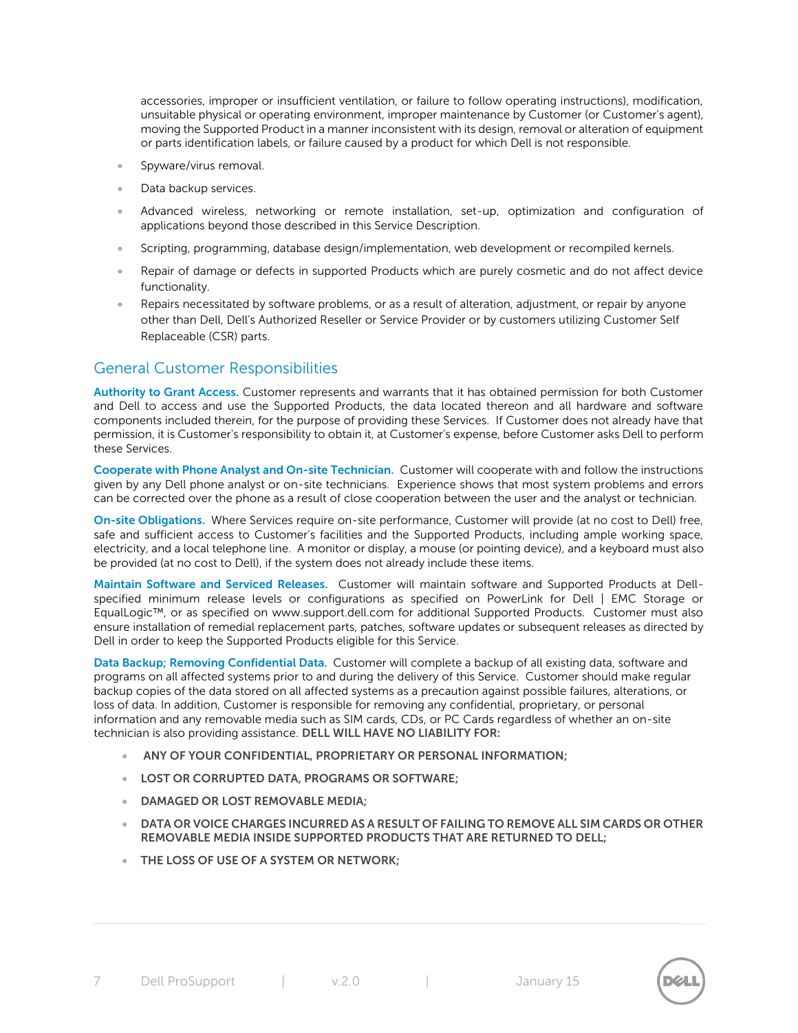accessories, improper or insufficient ventilation, or failure to follow operating instructions), modification, unsuitable physical or operating environment, improper maintenance by Customer (or Customer's agent), moving the Supported Product in a manner inconsistent with its design, removal or alteration of equipment or parts identification labels, or failure caused by a product for which Dell is not responsible.

- Spyware/virus removal.
- Data backup services.
- Advanced wireless, networking or remote installation, set-up, optimization and configuration of applications beyond those described in this Service Description.
- Scripting, programming, database design/implementation, web development or recompiled kernels.
- Repair of damage or defects in supported Products which are purely cosmetic and do not affect device functionality.
- Repairs necessitated by software problems, or as a result of alteration, adjustment, or repair by anyone other than Dell, Dell's Authorized Reseller or Service Provider or by customers utilizing Customer Self Replaceable (CSR) parts.

## General Customer Responsibilities

**Authority to Grant Access.** Customer represents and warrants that it has obtained permission for both Customer and Dell to access and use the Supported Products, the data located thereon and all hardware and software components included therein, for the purpose of providing these Services. If Customer does not already have that permission, it is Customer's responsibility to obtain it, at Customer's expense, before Customer asks Dell to perform these Services.

**Cooperate with Phone Analyst and On-site Technician.** Customer will cooperate with and follow the instructions given by any Dell phone analyst or on-site technicians. Experience shows that most system problems and errors can be corrected over the phone as a result of close cooperation between the user and the analyst or technician.

**On-site Obligations.** Where Services require on-site performance, Customer will provide (at no cost to Dell) free, safe and sufficient access to Customer's facilities and the Supported Products, including ample working space, electricity, and a local telephone line. A monitor or display, a mouse (or pointing device), and a keyboard must also be provided (at no cost to Dell), if the system does not already include these items.

**Maintain Software and Serviced Releases.** Customer will maintain software and Supported Products at Dell-specified minimum release levels or configurations as specified on PowerLink for Dell | EMC Storage or EqualLogic™, or as specified on www.support.dell.com for additional Supported Products. Customer must also ensure installation of remedial replacement parts, patches, software updates or subsequent releases as directed by Dell in order to keep the Supported Products eligible for this Service.

**Data Backup; Removing Confidential Data.** Customer will complete a backup of all existing data, software and programs on all affected systems prior to and during the delivery of this Service. Customer should make regular backup copies of the data stored on all affected systems as a precaution against possible failures, alterations, or loss of data. In addition, Customer is responsible for removing any confidential, proprietary, or personal information and any removable media such as SIM cards, CDs, or PC Cards regardless of whether an on-site technician is also providing assistance. **DELL WILL HAVE NO LIABILITY FOR:**

- **ANY OF YOUR CONFIDENTIAL, PROPRIETARY OR PERSONAL INFORMATION;**
- **LOST OR CORRUPTED DATA, PROGRAMS OR SOFTWARE;**
- **DAMAGED OR LOST REMOVABLE MEDIA;**
- **DATA OR VOICE CHARGES INCURRED AS A RESULT OF FAILING TO REMOVE ALL SIM CARDS OR OTHER REMOVABLE MEDIA INSIDE SUPPORTED PRODUCTS THAT ARE RETURNED TO DELL;**
- **THE LOSS OF USE OF A SYSTEM OR NETWORK;**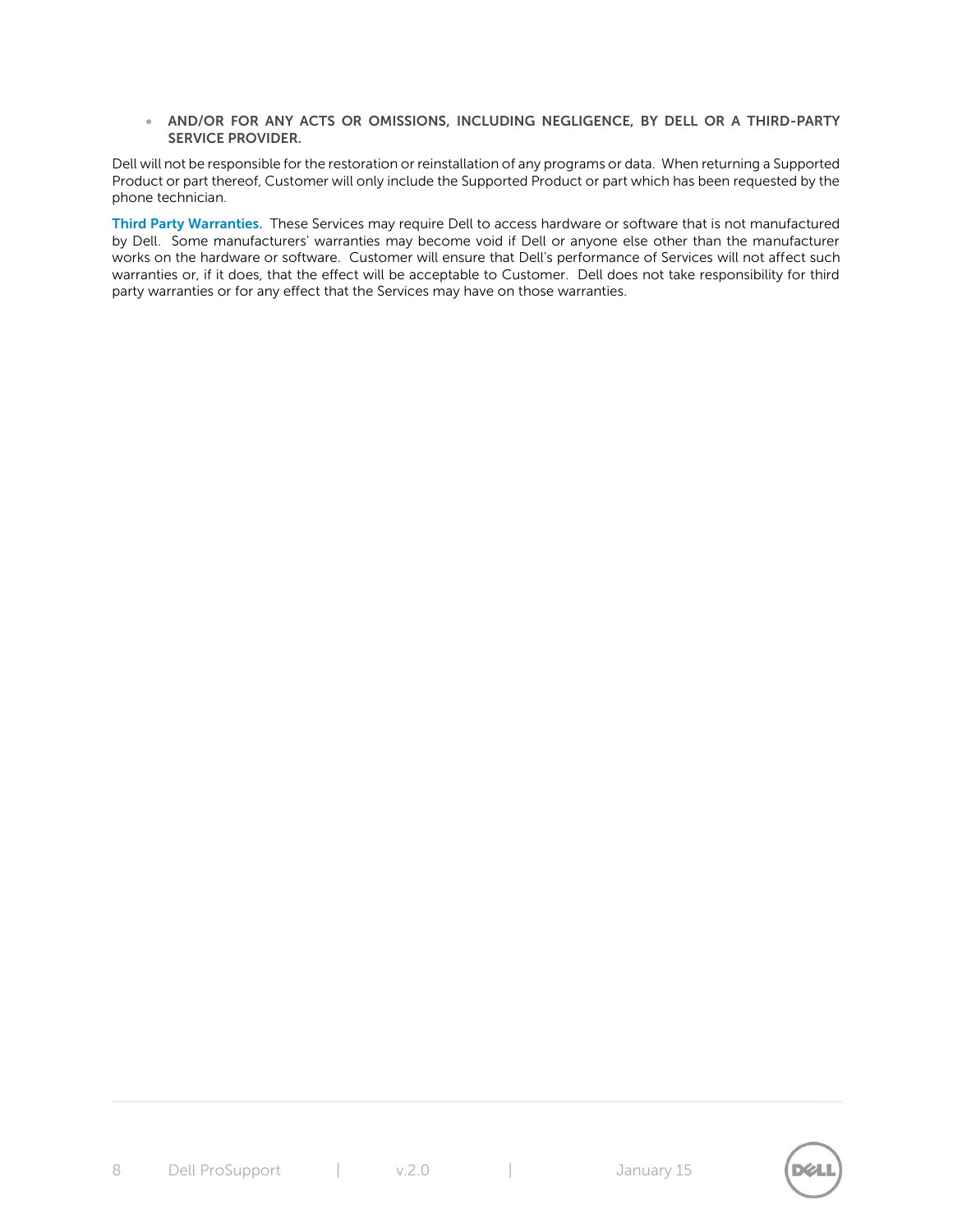- **AND/OR FOR ANY ACTS OR OMISSIONS, INCLUDING NEGLIGENCE, BY DELL OR A THIRD-PARTY SERVICE PROVIDER.**

Dell will not be responsible for the restoration or reinstallation of any programs or data. When returning a Supported Product or part thereof, Customer will only include the Supported Product or part which has been requested by the phone technician.

**Third Party Warranties.** These Services may require Dell to access hardware or software that is not manufactured by Dell. Some manufacturers' warranties may become void if Dell or anyone else other than the manufacturer works on the hardware or software. Customer will ensure that Dell's performance of Services will not affect such warranties or, if it does, that the effect will be acceptable to Customer. Dell does not take responsibility for third party warranties or for any effect that the Services may have on those warranties.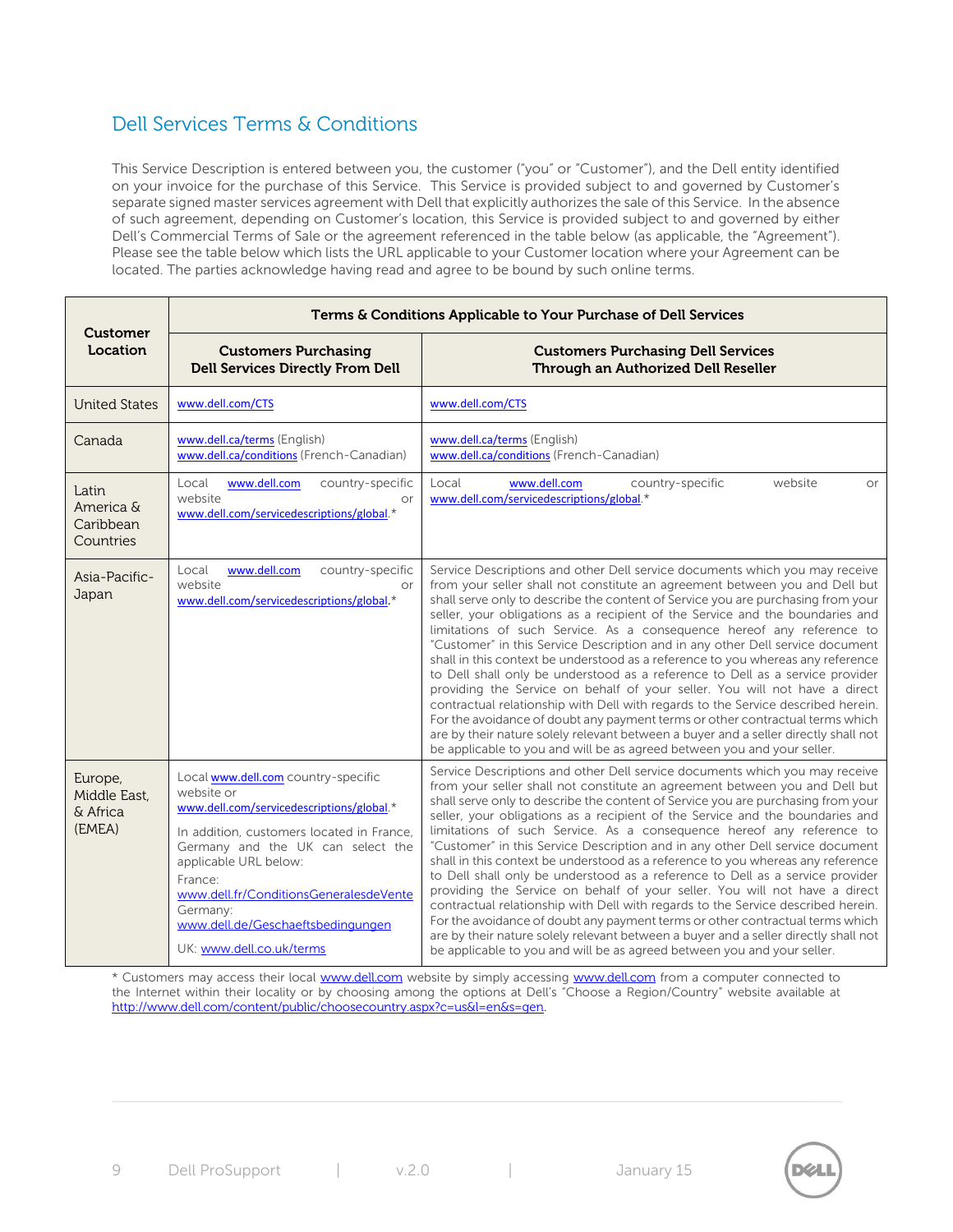## Dell Services Terms & Conditions

This Service Description is entered between you, the customer ("you" or "Customer"), and the Dell entity identified on your invoice for the purchase of this Service. This Service is provided subject to and governed by Customer's separate signed master services agreement with Dell that explicitly authorizes the sale of this Service. In the absence of such agreement, depending on Customer's location, this Service is provided subject to and governed by either Dell's Commercial Terms of Sale or the agreement referenced in the table below (as applicable, the "Agreement"). Please see the table below which lists the URL applicable to your Customer location where your Agreement can be located. The parties acknowledge having read and agree to be bound by such online terms.

| Customer Location | Terms & Conditions Applicable to Your Purchase of Dell Services | |
|---|---|---|
| | **Customers Purchasing Dell Services Directly From Dell** | **Customers Purchasing Dell Services Through an Authorized Dell Reseller** |
| United States | www.dell.com/CTS | www.dell.com/CTS |
| Canada | www.dell.ca/terms (English)<br>www.dell.ca/conditions (French-Canadian) | www.dell.ca/terms (English)<br>www.dell.ca/conditions (French-Canadian) |
| Latin America & Caribbean Countries | Local www.dell.com country-specific website or www.dell.com/servicedescriptions/global.* | Local www.dell.com country-specific website or www.dell.com/servicedescriptions/global.* |
| Asia-Pacific-Japan | Local www.dell.com country-specific website or www.dell.com/servicedescriptions/global.* | Service Descriptions and other Dell service documents which you may receive from your seller shall not constitute an agreement between you and Dell but shall serve only to describe the content of Service you are purchasing from your seller, your obligations as a recipient of the Service and the boundaries and limitations of such Service. As a consequence hereof any reference to "Customer" in this Service Description and in any other Dell service document shall in this context be understood as a reference to you whereas any reference to Dell shall only be understood as a reference to Dell as a service provider providing the Service on behalf of your seller. You will not have a direct contractual relationship with Dell with regards to the Service described herein. For the avoidance of doubt any payment terms or other contractual terms which are by their nature solely relevant between a buyer and a seller directly shall not be applicable to you and will be as agreed between you and your seller. |
| Europe, Middle East, & Africa (EMEA) | Local www.dell.com country-specific website or www.dell.com/servicedescriptions/global.*<br><br>In addition, customers located in France, Germany and the UK can select the applicable URL below:<br>France: www.dell.fr/ConditionsGeneralesdeVente<br>Germany: www.dell.de/Geschaeftsbedingungen<br>UK: www.dell.co.uk/terms | Service Descriptions and other Dell service documents which you may receive from your seller shall not constitute an agreement between you and Dell but shall serve only to describe the content of Service you are purchasing from your seller, your obligations as a recipient of the Service and the boundaries and limitations of such Service. As a consequence hereof any reference to "Customer" in this Service Description and in any other Dell service document shall in this context be understood as a reference to you whereas any reference to Dell shall only be understood as a reference to Dell as a service provider providing the Service on behalf of your seller. You will not have a direct contractual relationship with Dell with regards to the Service described herein. For the avoidance of doubt any payment terms or other contractual terms which are by their nature solely relevant between a buyer and a seller directly shall not be applicable to you and will be as agreed between you and your seller. |

* Customers may access their local www.dell.com website by simply accessing www.dell.com from a computer connected to the Internet within their locality or by choosing among the options at Dell's "Choose a Region/Country" website available at http://www.dell.com/content/public/choosecountry.aspx?c=us&l=en&s=gen.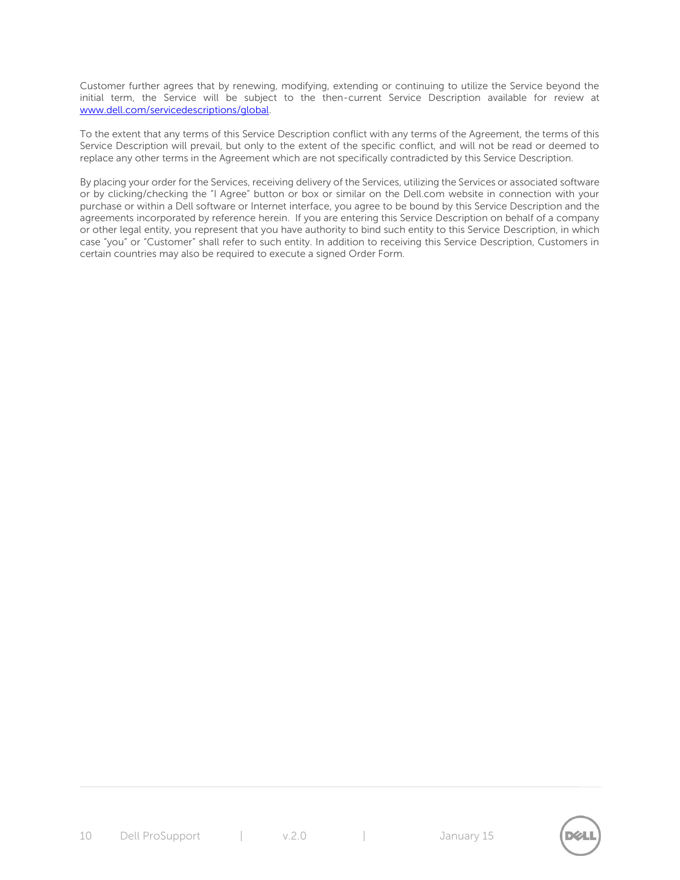Customer further agrees that by renewing, modifying, extending or continuing to utilize the Service beyond the initial term, the Service will be subject to the then-current Service Description available for review at [www.dell.com/servicedescriptions/global](http://www.dell.com/servicedescriptions/global).

To the extent that any terms of this Service Description conflict with any terms of the Agreement, the terms of this Service Description will prevail, but only to the extent of the specific conflict, and will not be read or deemed to replace any other terms in the Agreement which are not specifically contradicted by this Service Description.

By placing your order for the Services, receiving delivery of the Services, utilizing the Services or associated software or by clicking/checking the "I Agree" button or box or similar on the Dell.com website in connection with your purchase or within a Dell software or Internet interface, you agree to be bound by this Service Description and the agreements incorporated by reference herein. If you are entering this Service Description on behalf of a company or other legal entity, you represent that you have authority to bind such entity to this Service Description, in which case "you" or "Customer" shall refer to such entity. In addition to receiving this Service Description, Customers in certain countries may also be required to execute a signed Order Form.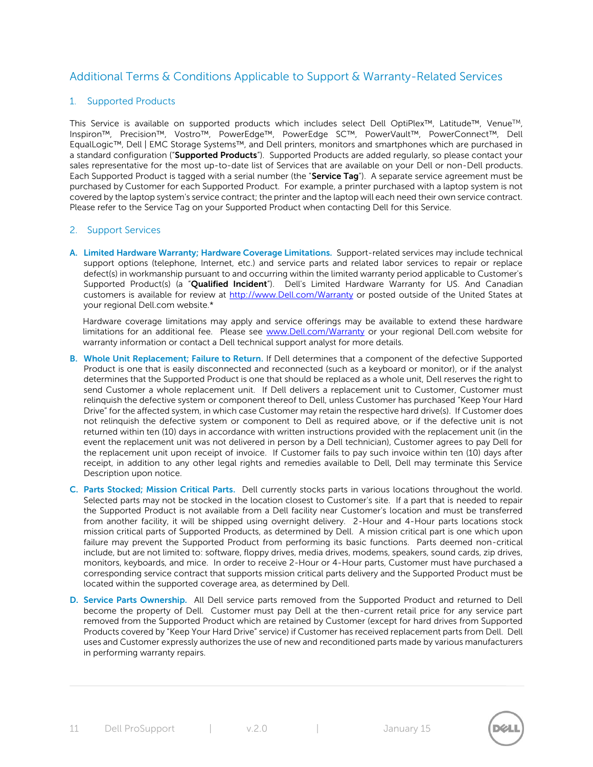## Additional Terms & Conditions Applicable to Support & Warranty-Related Services

### 1. Supported Products

This Service is available on supported products which includes select Dell OptiPlex™, Latitude™, Venue™, Inspiron™, Precision™, Vostro™, PowerEdge™, PowerEdge SC™, PowerVault™, PowerConnect™, Dell EqualLogic™, Dell | EMC Storage Systems™, and Dell printers, monitors and smartphones which are purchased in a standard configuration ("**Supported Products**"). Supported Products are added regularly, so please contact your sales representative for the most up-to-date list of Services that are available on your Dell or non-Dell products. Each Supported Product is tagged with a serial number (the "**Service Tag**"). A separate service agreement must be purchased by Customer for each Supported Product. For example, a printer purchased with a laptop system is not covered by the laptop system's service contract; the printer and the laptop will each need their own service contract. Please refer to the Service Tag on your Supported Product when contacting Dell for this Service.

### 2. Support Services

**A. Limited Hardware Warranty; Hardware Coverage Limitations.** Support-related services may include technical support options (telephone, Internet, etc.) and service parts and related labor services to repair or replace defect(s) in workmanship pursuant to and occurring within the limited warranty period applicable to Customer's Supported Product(s) (a "**Qualified Incident**"). Dell's Limited Hardware Warranty for US. And Canadian customers is available for review at http://www.Dell.com/Warranty or posted outside of the United States at your regional Dell.com website.*

Hardware coverage limitations may apply and service offerings may be available to extend these hardware limitations for an additional fee. Please see www.Dell.com/Warranty or your regional Dell.com website for warranty information or contact a Dell technical support analyst for more details.

**B. Whole Unit Replacement; Failure to Return.** If Dell determines that a component of the defective Supported Product is one that is easily disconnected and reconnected (such as a keyboard or monitor), or if the analyst determines that the Supported Product is one that should be replaced as a whole unit, Dell reserves the right to send Customer a whole replacement unit. If Dell delivers a replacement unit to Customer, Customer must relinquish the defective system or component thereof to Dell, unless Customer has purchased "Keep Your Hard Drive" for the affected system, in which case Customer may retain the respective hard drive(s). If Customer does not relinquish the defective system or component to Dell as required above, or if the defective unit is not returned within ten (10) days in accordance with written instructions provided with the replacement unit (in the event the replacement unit was not delivered in person by a Dell technician), Customer agrees to pay Dell for the replacement unit upon receipt of invoice. If Customer fails to pay such invoice within ten (10) days after receipt, in addition to any other legal rights and remedies available to Dell, Dell may terminate this Service Description upon notice.

**C. Parts Stocked; Mission Critical Parts.** Dell currently stocks parts in various locations throughout the world. Selected parts may not be stocked in the location closest to Customer's site. If a part that is needed to repair the Supported Product is not available from a Dell facility near Customer's location and must be transferred from another facility, it will be shipped using overnight delivery. 2-Hour and 4-Hour parts locations stock mission critical parts of Supported Products, as determined by Dell. A mission critical part is one which upon failure may prevent the Supported Product from performing its basic functions. Parts deemed non-critical include, but are not limited to: software, floppy drives, media drives, modems, speakers, sound cards, zip drives, monitors, keyboards, and mice. In order to receive 2-Hour or 4-Hour parts, Customer must have purchased a corresponding service contract that supports mission critical parts delivery and the Supported Product must be located within the supported coverage area, as determined by Dell.

**D. Service Parts Ownership.** All Dell service parts removed from the Supported Product and returned to Dell become the property of Dell. Customer must pay Dell at the then-current retail price for any service part removed from the Supported Product which are retained by Customer (except for hard drives from Supported Products covered by "Keep Your Hard Drive" service) if Customer has received replacement parts from Dell. Dell uses and Customer expressly authorizes the use of new and reconditioned parts made by various manufacturers in performing warranty repairs.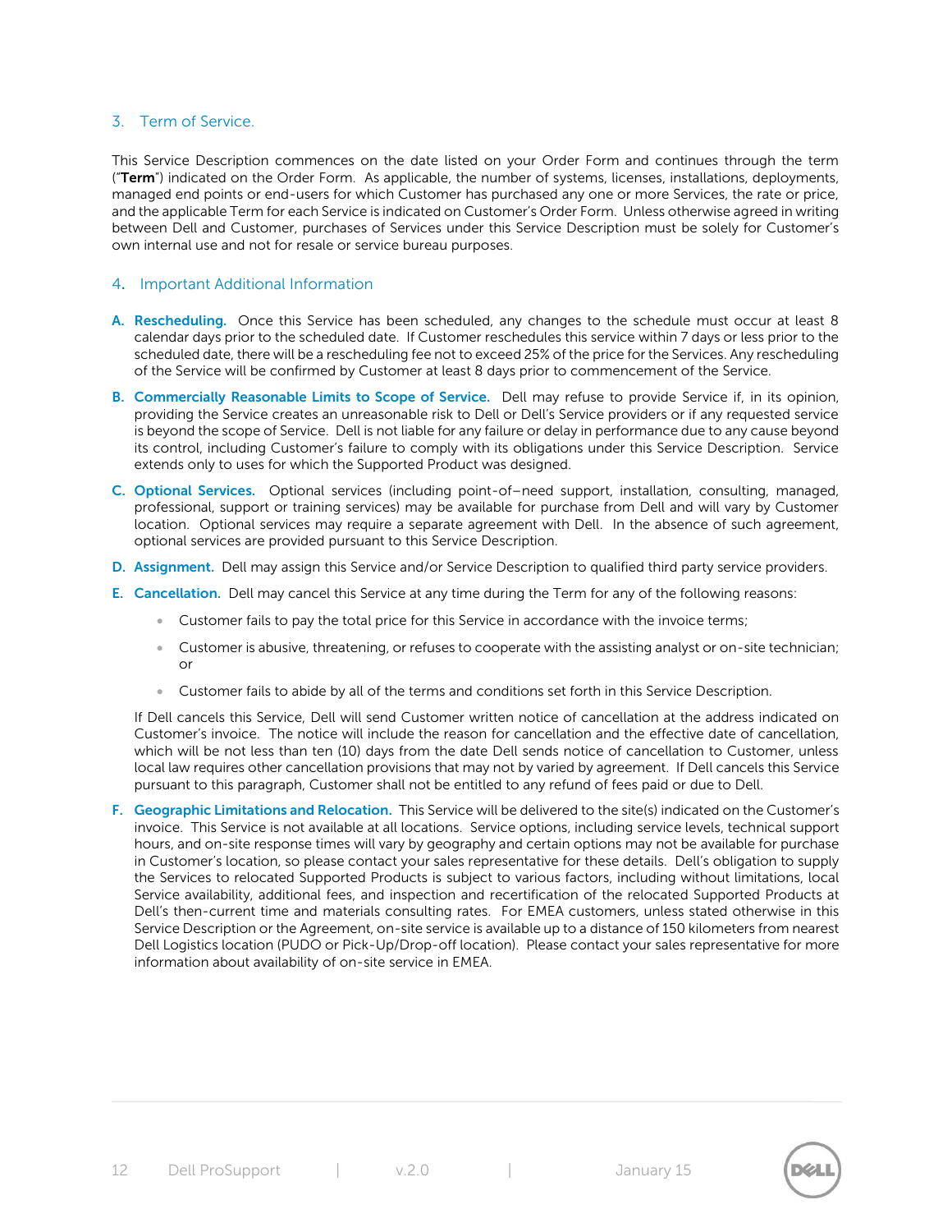## 3. Term of Service.

This Service Description commences on the date listed on your Order Form and continues through the term ("**Term**") indicated on the Order Form. As applicable, the number of systems, licenses, installations, deployments, managed end points or end-users for which Customer has purchased any one or more Services, the rate or price, and the applicable Term for each Service is indicated on Customer's Order Form. Unless otherwise agreed in writing between Dell and Customer, purchases of Services under this Service Description must be solely for Customer's own internal use and not for resale or service bureau purposes.

## 4. Important Additional Information

**A. Rescheduling.** Once this Service has been scheduled, any changes to the schedule must occur at least 8 calendar days prior to the scheduled date. If Customer reschedules this service within 7 days or less prior to the scheduled date, there will be a rescheduling fee not to exceed 25% of the price for the Services. Any rescheduling of the Service will be confirmed by Customer at least 8 days prior to commencement of the Service.

**B. Commercially Reasonable Limits to Scope of Service.** Dell may refuse to provide Service if, in its opinion, providing the Service creates an unreasonable risk to Dell or Dell's Service providers or if any requested service is beyond the scope of Service. Dell is not liable for any failure or delay in performance due to any cause beyond its control, including Customer's failure to comply with its obligations under this Service Description. Service extends only to uses for which the Supported Product was designed.

**C. Optional Services.** Optional services (including point-of–need support, installation, consulting, managed, professional, support or training services) may be available for purchase from Dell and will vary by Customer location. Optional services may require a separate agreement with Dell. In the absence of such agreement, optional services are provided pursuant to this Service Description.

**D. Assignment.** Dell may assign this Service and/or Service Description to qualified third party service providers.

**E. Cancellation.** Dell may cancel this Service at any time during the Term for any of the following reasons:

- Customer fails to pay the total price for this Service in accordance with the invoice terms;
- Customer is abusive, threatening, or refuses to cooperate with the assisting analyst or on-site technician; or
- Customer fails to abide by all of the terms and conditions set forth in this Service Description.

If Dell cancels this Service, Dell will send Customer written notice of cancellation at the address indicated on Customer's invoice. The notice will include the reason for cancellation and the effective date of cancellation, which will be not less than ten (10) days from the date Dell sends notice of cancellation to Customer, unless local law requires other cancellation provisions that may not by varied by agreement. If Dell cancels this Service pursuant to this paragraph, Customer shall not be entitled to any refund of fees paid or due to Dell.

**F. Geographic Limitations and Relocation.** This Service will be delivered to the site(s) indicated on the Customer's invoice. This Service is not available at all locations. Service options, including service levels, technical support hours, and on-site response times will vary by geography and certain options may not be available for purchase in Customer's location, so please contact your sales representative for these details. Dell's obligation to supply the Services to relocated Supported Products is subject to various factors, including without limitations, local Service availability, additional fees, and inspection and recertification of the relocated Supported Products at Dell's then-current time and materials consulting rates. For EMEA customers, unless stated otherwise in this Service Description or the Agreement, on-site service is available up to a distance of 150 kilometers from nearest Dell Logistics location (PUDO or Pick-Up/Drop-off location). Please contact your sales representative for more information about availability of on-site service in EMEA.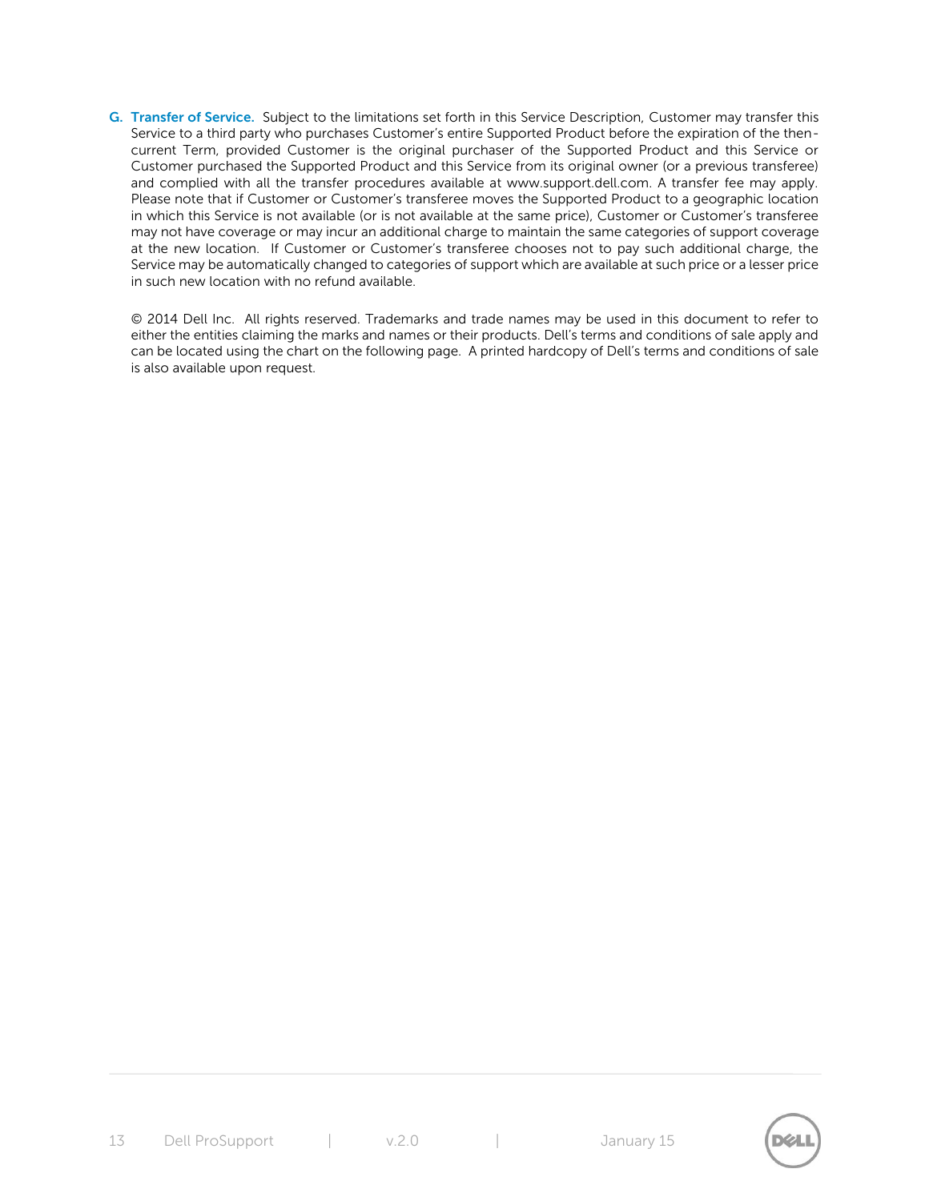**G. Transfer of Service.** Subject to the limitations set forth in this Service Description, Customer may transfer this Service to a third party who purchases Customer's entire Supported Product before the expiration of the then-current Term, provided Customer is the original purchaser of the Supported Product and this Service or Customer purchased the Supported Product and this Service from its original owner (or a previous transferee) and complied with all the transfer procedures available at www.support.dell.com. A transfer fee may apply. Please note that if Customer or Customer's transferee moves the Supported Product to a geographic location in which this Service is not available (or is not available at the same price), Customer or Customer's transferee may not have coverage or may incur an additional charge to maintain the same categories of support coverage at the new location. If Customer or Customer's transferee chooses not to pay such additional charge, the Service may be automatically changed to categories of support which are available at such price or a lesser price in such new location with no refund available.

© 2014 Dell Inc. All rights reserved. Trademarks and trade names may be used in this document to refer to either the entities claiming the marks and names or their products. Dell's terms and conditions of sale apply and can be located using the chart on the following page. A printed hardcopy of Dell's terms and conditions of sale is also available upon request.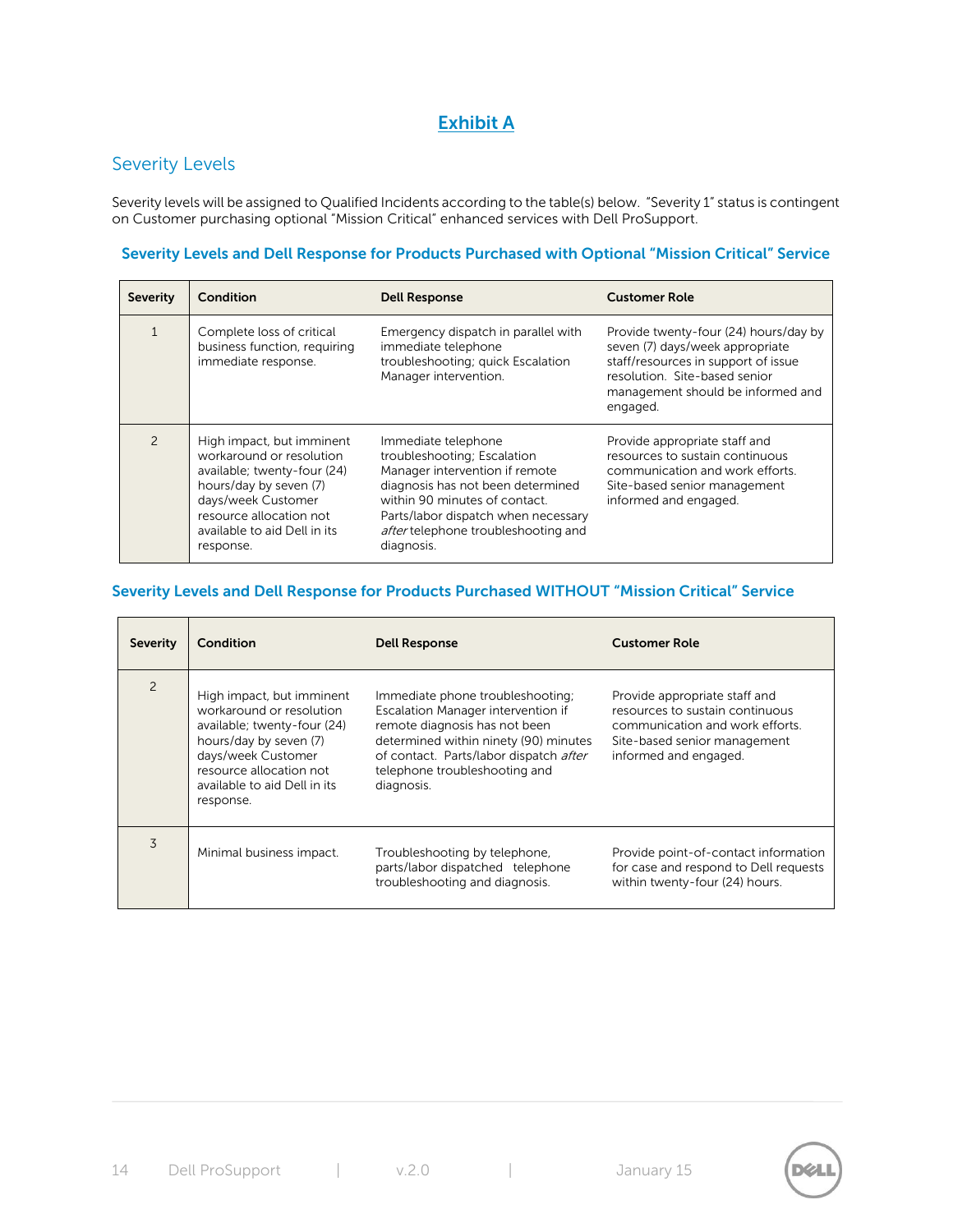# Exhibit A

## Severity Levels

Severity levels will be assigned to Qualified Incidents according to the table(s) below. "Severity 1" status is contingent on Customer purchasing optional "Mission Critical" enhanced services with Dell ProSupport.

### Severity Levels and Dell Response for Products Purchased with Optional "Mission Critical" Service

| Severity | Condition | Dell Response | Customer Role |
|---|---|---|---|
| 1 | Complete loss of critical business function, requiring immediate response. | Emergency dispatch in parallel with immediate telephone troubleshooting; quick Escalation Manager intervention. | Provide twenty-four (24) hours/day by seven (7) days/week appropriate staff/resources in support of issue resolution. Site-based senior management should be informed and engaged. |
| 2 | High impact, but imminent workaround or resolution available; twenty-four (24) hours/day by seven (7) days/week Customer resource allocation not available to aid Dell in its response. | Immediate telephone troubleshooting; Escalation Manager intervention if remote diagnosis has not been determined within 90 minutes of contact. Parts/labor dispatch when necessary *after* telephone troubleshooting and diagnosis. | Provide appropriate staff and resources to sustain continuous communication and work efforts. Site-based senior management informed and engaged. |

### Severity Levels and Dell Response for Products Purchased WITHOUT "Mission Critical" Service

| Severity | Condition | Dell Response | Customer Role |
|---|---|---|---|
| 2 | High impact, but imminent workaround or resolution available; twenty-four (24) hours/day by seven (7) days/week Customer resource allocation not available to aid Dell in its response. | Immediate phone troubleshooting; Escalation Manager intervention if remote diagnosis has not been determined within ninety (90) minutes of contact. Parts/labor dispatch *after* telephone troubleshooting and diagnosis. | Provide appropriate staff and resources to sustain continuous communication and work efforts. Site-based senior management informed and engaged. |
| 3 | Minimal business impact. | Troubleshooting by telephone, parts/labor dispatched telephone troubleshooting and diagnosis. | Provide point-of-contact information for case and respond to Dell requests within twenty-four (24) hours. |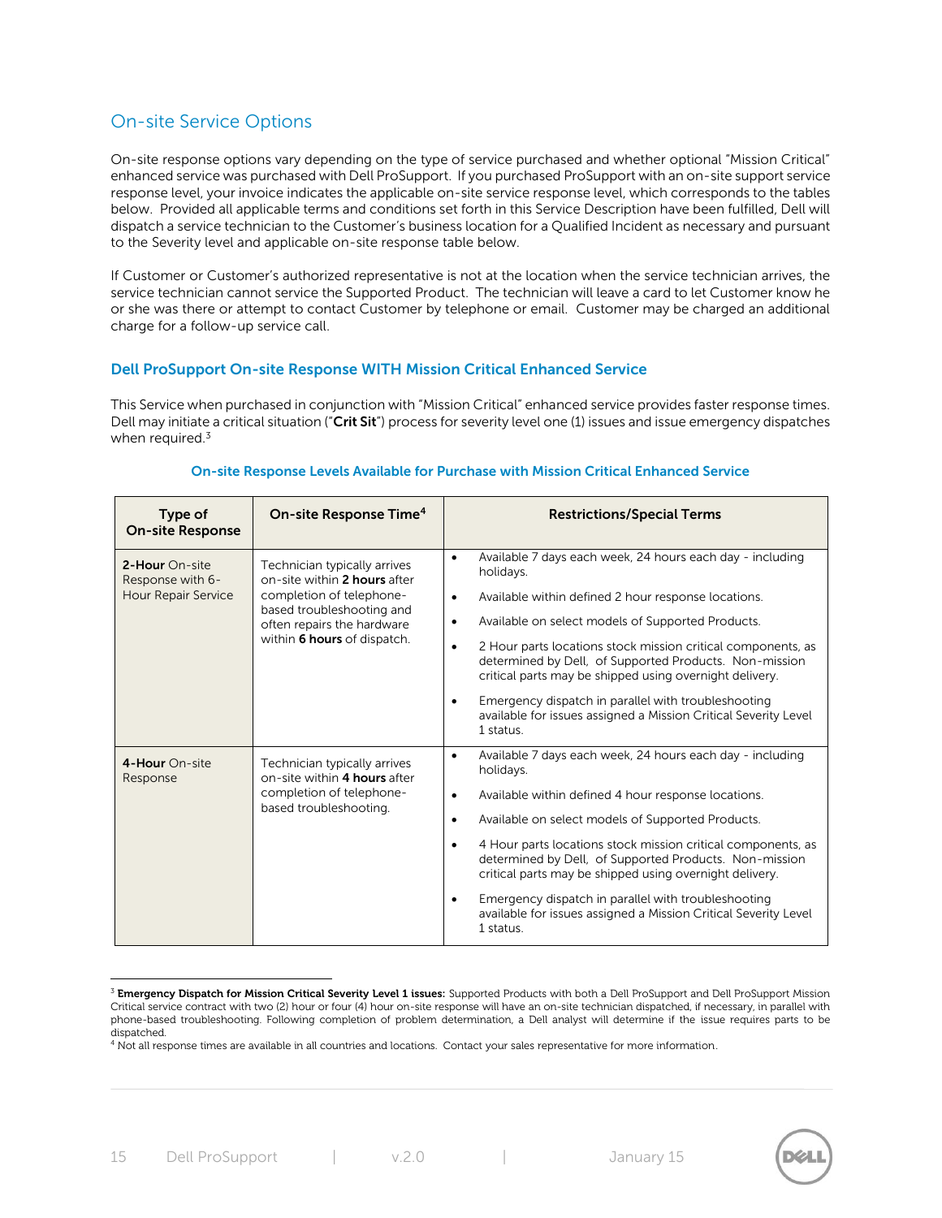## On-site Service Options

On-site response options vary depending on the type of service purchased and whether optional "Mission Critical" enhanced service was purchased with Dell ProSupport. If you purchased ProSupport with an on-site support service response level, your invoice indicates the applicable on-site service response level, which corresponds to the tables below. Provided all applicable terms and conditions set forth in this Service Description have been fulfilled, Dell will dispatch a service technician to the Customer's business location for a Qualified Incident as necessary and pursuant to the Severity level and applicable on-site response table below.

If Customer or Customer's authorized representative is not at the location when the service technician arrives, the service technician cannot service the Supported Product. The technician will leave a card to let Customer know he or she was there or attempt to contact Customer by telephone or email. Customer may be charged an additional charge for a follow-up service call.

### Dell ProSupport On-site Response WITH Mission Critical Enhanced Service

This Service when purchased in conjunction with "Mission Critical" enhanced service provides faster response times. Dell may initiate a critical situation ("**Crit Sit**") process for severity level one (1) issues and issue emergency dispatches when required.[3]

**On-site Response Levels Available for Purchase with Mission Critical Enhanced Service**

| Type of On-site Response | On-site Response Time[4] | Restrictions/Special Terms |
|---|---|---|
| **2-Hour** On-site Response with 6-Hour Repair Service | Technician typically arrives on-site within **2 hours** after completion of telephone-based troubleshooting and often repairs the hardware within **6 hours** of dispatch. | • Available 7 days each week, 24 hours each day - including holidays.<br>• Available within defined 2 hour response locations.<br>• Available on select models of Supported Products.<br>• 2 Hour parts locations stock mission critical components, as determined by Dell, of Supported Products. Non-mission critical parts may be shipped using overnight delivery.<br>• Emergency dispatch in parallel with troubleshooting available for issues assigned a Mission Critical Severity Level 1 status. |
| **4-Hour** On-site Response | Technician typically arrives on-site within **4 hours** after completion of telephone-based troubleshooting. | • Available 7 days each week, 24 hours each day - including holidays.<br>• Available within defined 4 hour response locations.<br>• Available on select models of Supported Products.<br>• 4 Hour parts locations stock mission critical components, as determined by Dell, of Supported Products. Non-mission critical parts may be shipped using overnight delivery.<br>• Emergency dispatch in parallel with troubleshooting available for issues assigned a Mission Critical Severity Level 1 status. |

[3] **Emergency Dispatch for Mission Critical Severity Level 1 issues:** Supported Products with both a Dell ProSupport and Dell ProSupport Mission Critical service contract with two (2) hour or four (4) hour on-site response will have an on-site technician dispatched, if necessary, in parallel with phone-based troubleshooting. Following completion of problem determination, a Dell analyst will determine if the issue requires parts to be dispatched.

[4] Not all response times are available in all countries and locations. Contact your sales representative for more information.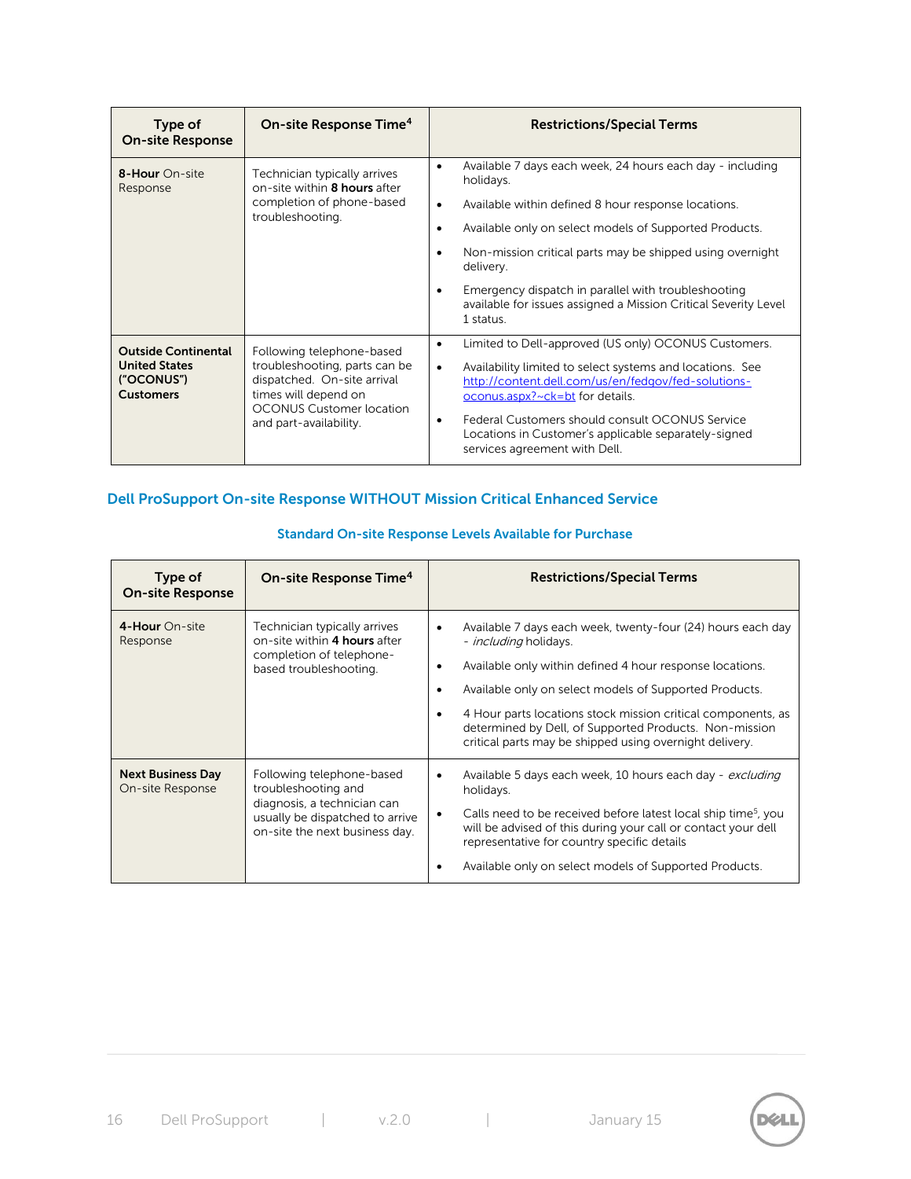| Type of On-site Response | On-site Response Time[4] | Restrictions/Special Terms |
|---|---|---|
| **8-Hour** On-site Response | Technician typically arrives on-site within **8 hours** after completion of phone-based troubleshooting. | • Available 7 days each week, 24 hours each day - including holidays.<br>• Available within defined 8 hour response locations.<br>• Available only on select models of Supported Products.<br>• Non-mission critical parts may be shipped using overnight delivery.<br>• Emergency dispatch in parallel with troubleshooting available for issues assigned a Mission Critical Severity Level 1 status. |
| **Outside Continental United States ("OCONUS") Customers** | Following telephone-based troubleshooting, parts can be dispatched. On-site arrival times will depend on OCONUS Customer location and part-availability. | • Limited to Dell-approved (US only) OCONUS Customers.<br>• Availability limited to select systems and locations. See [http://content.dell.com/us/en/fedgov/fed-solutions-oconus.aspx?~ck=bt](http://content.dell.com/us/en/fedgov/fed-solutions-oconus.aspx?~ck=bt) for details.<br>• Federal Customers should consult OCONUS Service Locations in Customer's applicable separately-signed services agreement with Dell. |

## Dell ProSupport On-site Response WITHOUT Mission Critical Enhanced Service

### Standard On-site Response Levels Available for Purchase

| Type of On-site Response | On-site Response Time[4] | Restrictions/Special Terms |
|---|---|---|
| **4-Hour** On-site Response | Technician typically arrives on-site within **4 hours** after completion of telephone-based troubleshooting. | • Available 7 days each week, twenty-four (24) hours each day - *including* holidays.<br>• Available only within defined 4 hour response locations.<br>• Available only on select models of Supported Products.<br>• 4 Hour parts locations stock mission critical components, as determined by Dell, of Supported Products. Non-mission critical parts may be shipped using overnight delivery. |
| **Next Business Day** On-site Response | Following telephone-based troubleshooting and diagnosis, a technician can usually be dispatched to arrive on-site the next business day. | • Available 5 days each week, 10 hours each day - *excluding* holidays.<br>• Calls need to be received before latest local ship time[5], you will be advised of this during your call or contact your dell representative for country specific details<br>• Available only on select models of Supported Products. |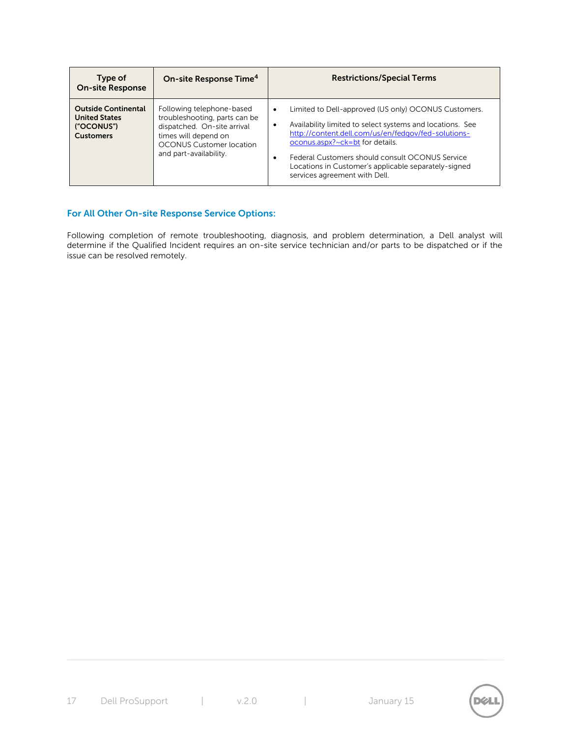| Type of On-site Response | On-site Response Time[4] | Restrictions/Special Terms |
|---|---|---|
| **Outside Continental United States ("OCONUS") Customers** | Following telephone-based troubleshooting, parts can be dispatched. On-site arrival times will depend on OCONUS Customer location and part-availability. | • Limited to Dell-approved (US only) OCONUS Customers.<br>• Availability limited to select systems and locations. See http://content.dell.com/us/en/fedgov/fed-solutions-oconus.aspx?~ck=bt for details.<br>• Federal Customers should consult OCONUS Service Locations in Customer's applicable separately-signed services agreement with Dell. |

### For All Other On-site Response Service Options:

Following completion of remote troubleshooting, diagnosis, and problem determination, a Dell analyst will determine if the Qualified Incident requires an on-site service technician and/or parts to be dispatched or if the issue can be resolved remotely.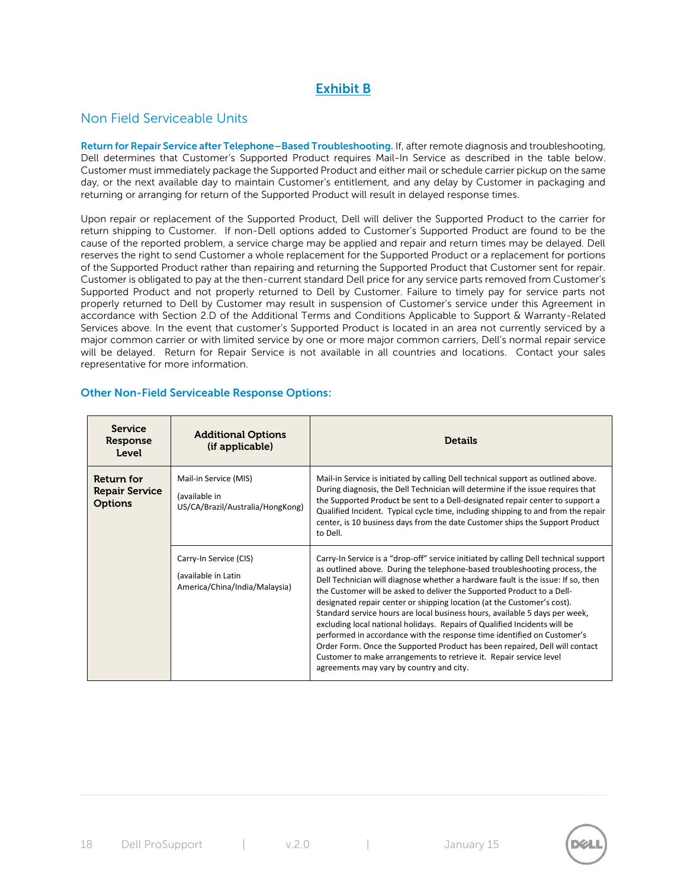# Exhibit B

## Non Field Serviceable Units

**Return for Repair Service after Telephone–Based Troubleshooting.** If, after remote diagnosis and troubleshooting, Dell determines that Customer's Supported Product requires Mail-In Service as described in the table below. Customer must immediately package the Supported Product and either mail or schedule carrier pickup on the same day, or the next available day to maintain Customer's entitlement, and any delay by Customer in packaging and returning or arranging for return of the Supported Product will result in delayed response times.

Upon repair or replacement of the Supported Product, Dell will deliver the Supported Product to the carrier for return shipping to Customer. If non-Dell options added to Customer's Supported Product are found to be the cause of the reported problem, a service charge may be applied and repair and return times may be delayed. Dell reserves the right to send Customer a whole replacement for the Supported Product or a replacement for portions of the Supported Product rather than repairing and returning the Supported Product that Customer sent for repair. Customer is obligated to pay at the then-current standard Dell price for any service parts removed from Customer's Supported Product and not properly returned to Dell by Customer. Failure to timely pay for service parts not properly returned to Dell by Customer may result in suspension of Customer's service under this Agreement in accordance with Section 2.D of the Additional Terms and Conditions Applicable to Support & Warranty-Related Services above. In the event that customer's Supported Product is located in an area not currently serviced by a major common carrier or with limited service by one or more major common carriers, Dell's normal repair service will be delayed. Return for Repair Service is not available in all countries and locations. Contact your sales representative for more information.

### Other Non-Field Serviceable Response Options:

| Service Response Level | Additional Options (if applicable) | Details |
|---|---|---|
| **Return for Repair Service Options** | Mail-in Service (MIS)<br><br>(available in US/CA/Brazil/Australia/HongKong) | Mail-in Service is initiated by calling Dell technical support as outlined above. During diagnosis, the Dell Technician will determine if the issue requires that the Supported Product be sent to a Dell-designated repair center to support a Qualified Incident. Typical cycle time, including shipping to and from the repair center, is 10 business days from the date Customer ships the Support Product to Dell. |
| | Carry-In Service (CIS)<br><br>(available in Latin America/China/India/Malaysia) | Carry-In Service is a "drop-off" service initiated by calling Dell technical support as outlined above. During the telephone-based troubleshooting process, the Dell Technician will diagnose whether a hardware fault is the issue: If so, then the Customer will be asked to deliver the Supported Product to a Dell-designated repair center or shipping location (at the Customer's cost). Standard service hours are local business hours, available 5 days per week, excluding local national holidays. Repairs of Qualified Incidents will be performed in accordance with the response time identified on Customer's Order Form. Once the Supported Product has been repaired, Dell will contact Customer to make arrangements to retrieve it. Repair service level agreements may vary by country and city. |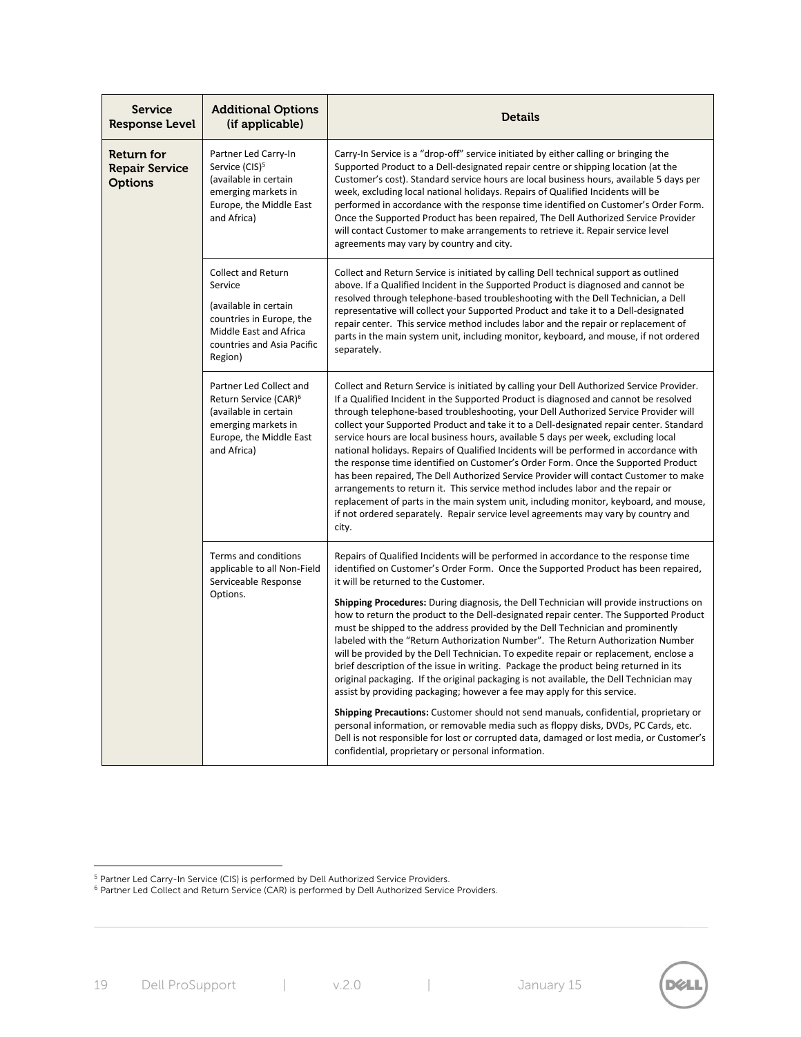| Service Response Level | Additional Options (if applicable) | Details |
|---|---|---|
| **Return for Repair Service Options** | Partner Led Carry-In Service (CIS)[5] (available in certain emerging markets in Europe, the Middle East and Africa) | Carry-In Service is a "drop-off" service initiated by either calling or bringing the Supported Product to a Dell-designated repair centre or shipping location (at the Customer's cost). Standard service hours are local business hours, available 5 days per week, excluding local national holidays. Repairs of Qualified Incidents will be performed in accordance with the response time identified on Customer's Order Form. Once the Supported Product has been repaired, The Dell Authorized Service Provider will contact Customer to make arrangements to retrieve it. Repair service level agreements may vary by country and city. |
| | Collect and Return Service (available in certain countries in Europe, the Middle East and Africa countries and Asia Pacific Region) | Collect and Return Service is initiated by calling Dell technical support as outlined above. If a Qualified Incident in the Supported Product is diagnosed and cannot be resolved through telephone-based troubleshooting with the Dell Technician, a Dell representative will collect your Supported Product and take it to a Dell-designated repair center. This service method includes labor and the repair or replacement of parts in the main system unit, including monitor, keyboard, and mouse, if not ordered separately. |
| | Partner Led Collect and Return Service (CAR)[6] (available in certain emerging markets in Europe, the Middle East and Africa) | Collect and Return Service is initiated by calling your Dell Authorized Service Provider. If a Qualified Incident in the Supported Product is diagnosed and cannot be resolved through telephone-based troubleshooting, your Dell Authorized Service Provider will collect your Supported Product and take it to a Dell-designated repair center. Standard service hours are local business hours, available 5 days per week, excluding local national holidays. Repairs of Qualified Incidents will be performed in accordance with the response time identified on Customer's Order Form. Once the Supported Product has been repaired, The Dell Authorized Service Provider will contact Customer to make arrangements to return it. This service method includes labor and the repair or replacement of parts in the main system unit, including monitor, keyboard, and mouse, if not ordered separately. Repair service level agreements may vary by country and city. |
| | Terms and conditions applicable to all Non-Field Serviceable Response Options. | Repairs of Qualified Incidents will be performed in accordance to the response time identified on Customer's Order Form. Once the Supported Product has been repaired, it will be returned to the Customer. **Shipping Procedures:** During diagnosis, the Dell Technician will provide instructions on how to return the product to the Dell-designated repair center. The Supported Product must be shipped to the address provided by the Dell Technician and prominently labeled with the "Return Authorization Number". The Return Authorization Number will be provided by the Dell Technician. To expedite repair or replacement, enclose a brief description of the issue in writing. Package the product being returned in its original packaging. If the original packaging is not available, the Dell Technician may assist by providing packaging; however a fee may apply for this service. **Shipping Precautions:** Customer should not send manuals, confidential, proprietary or personal information, or removable media such as floppy disks, DVDs, PC Cards, etc. Dell is not responsible for lost or corrupted data, damaged or lost media, or Customer's confidential, proprietary or personal information. |

[5] Partner Led Carry-In Service (CIS) is performed by Dell Authorized Service Providers.

[6] Partner Led Collect and Return Service (CAR) is performed by Dell Authorized Service Providers.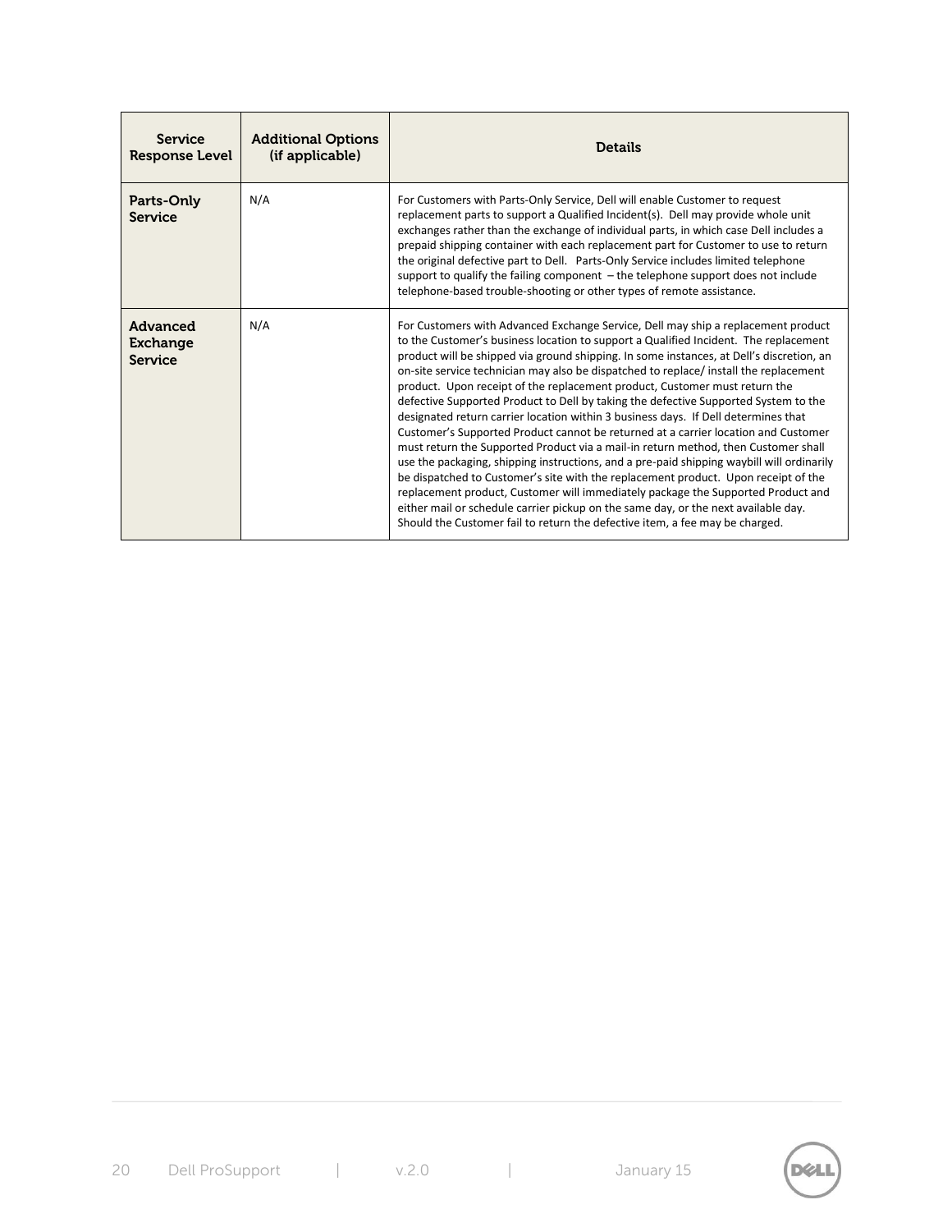| Service Response Level | Additional Options (if applicable) | Details |
|---|---|---|
| **Parts-Only Service** | N/A | For Customers with Parts-Only Service, Dell will enable Customer to request replacement parts to support a Qualified Incident(s). Dell may provide whole unit exchanges rather than the exchange of individual parts, in which case Dell includes a prepaid shipping container with each replacement part for Customer to use to return the original defective part to Dell. Parts-Only Service includes limited telephone support to qualify the failing component – the telephone support does not include telephone-based trouble-shooting or other types of remote assistance. |
| **Advanced Exchange Service** | N/A | For Customers with Advanced Exchange Service, Dell may ship a replacement product to the Customer's business location to support a Qualified Incident. The replacement product will be shipped via ground shipping. In some instances, at Dell's discretion, an on-site service technician may also be dispatched to replace/ install the replacement product. Upon receipt of the replacement product, Customer must return the defective Supported Product to Dell by taking the defective Supported System to the designated return carrier location within 3 business days. If Dell determines that Customer's Supported Product cannot be returned at a carrier location and Customer must return the Supported Product via a mail-in return method, then Customer shall use the packaging, shipping instructions, and a pre-paid shipping waybill will ordinarily be dispatched to Customer's site with the replacement product. Upon receipt of the replacement product, Customer will immediately package the Supported Product and either mail or schedule carrier pickup on the same day, or the next available day. Should the Customer fail to return the defective item, a fee may be charged. |